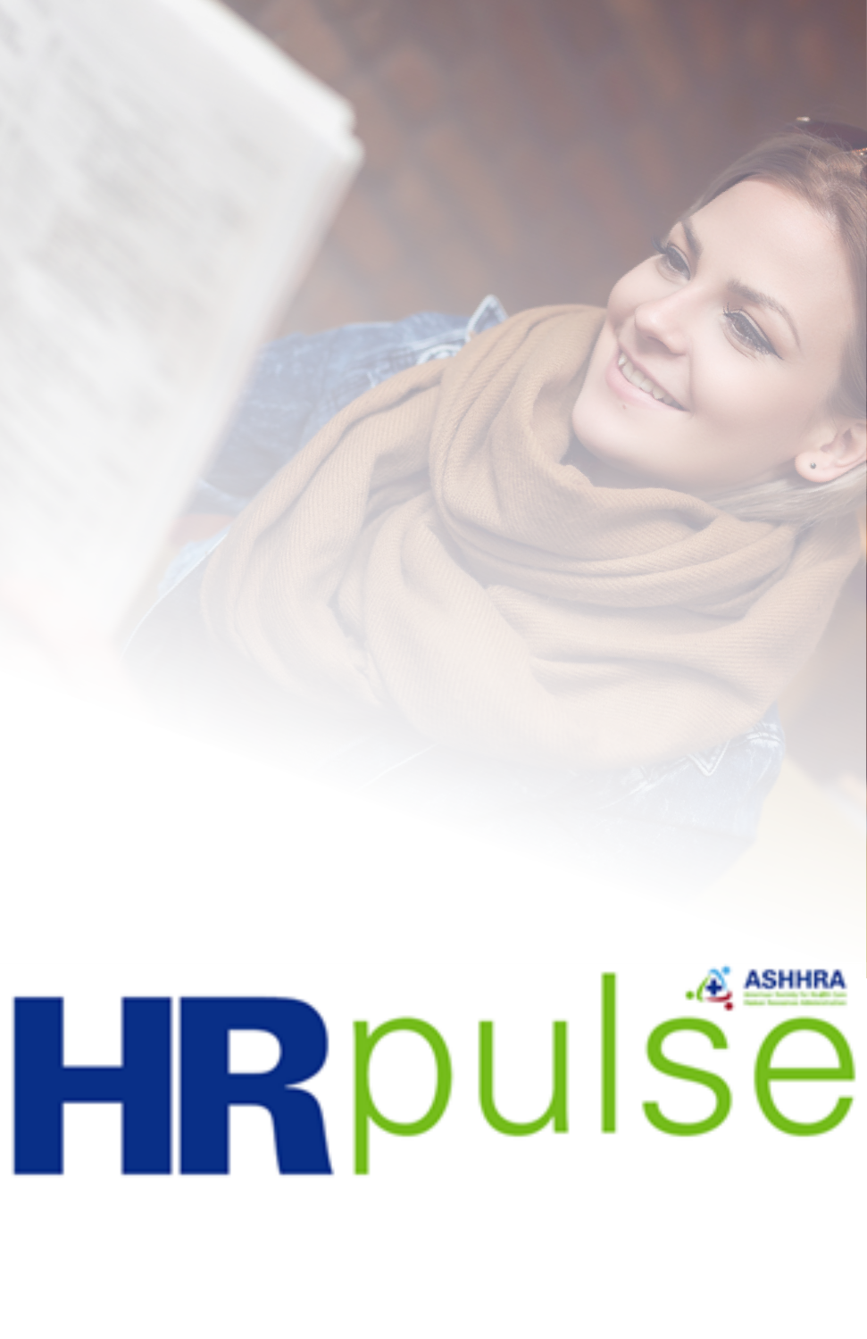# HRpulse

ASHHRA

American Society for Health Care Human Resources Administration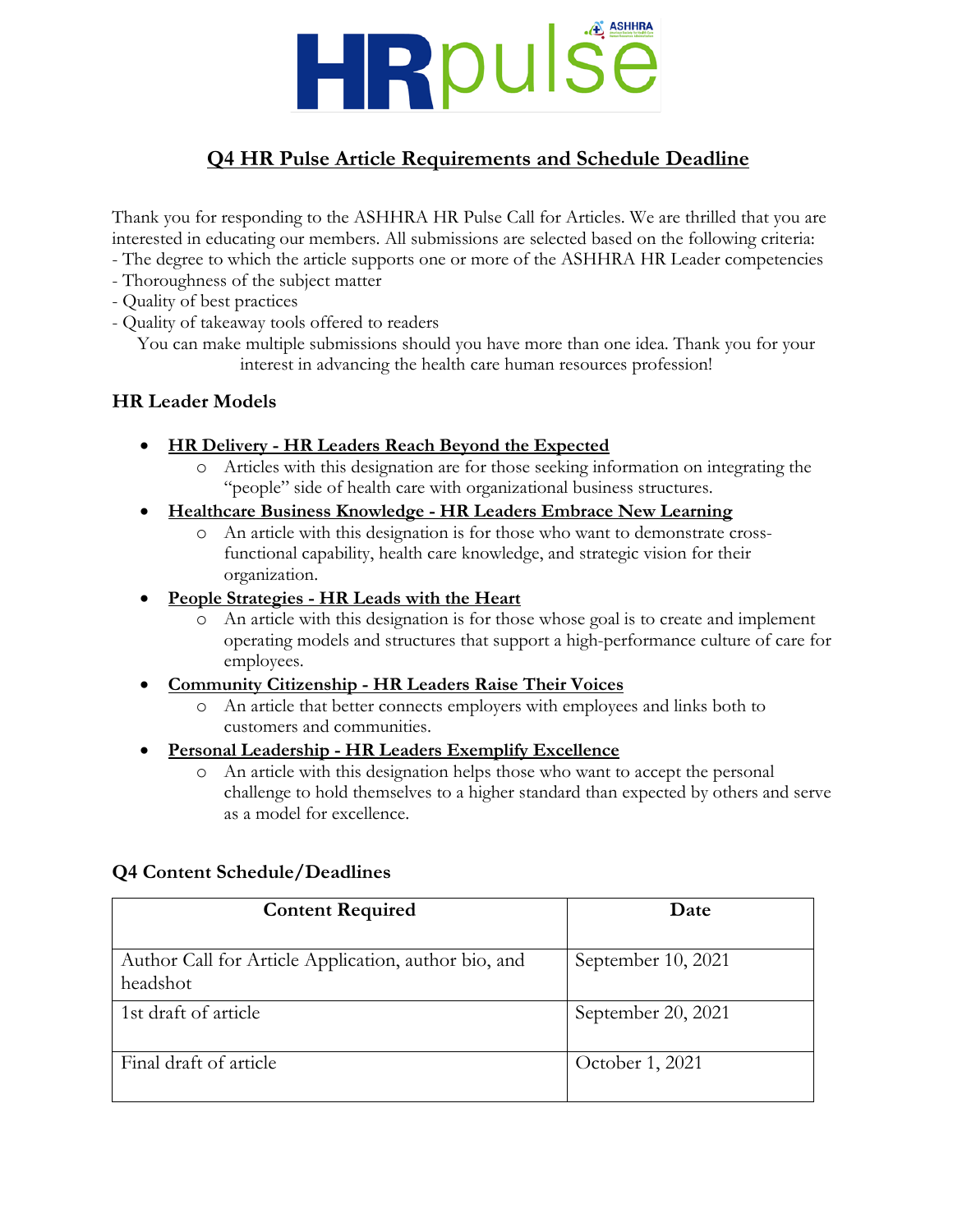# Q4 HR Pulse Article Requirements and Schedule Deadline

Thank you for responding to the ASHHRA HR Pulse Call for Articles. We are thrilled that you are interested in educating our members. All submissions are selected based on the following criteria:

- The degree to which the article supports one or more of the ASHHRA HR Leader competencies
- Thoroughness of the subject matter
- Quality of best practices
- Quality of takeaway tools offered to readers

You can make multiple submissions should you have more than one idea. Thank you for your interest in advancing the health care human resources profession!

## HR Leader Models

- **HR Delivery - HR Leaders Reach Beyond the Expected**
  - Articles with this designation are for those seeking information on integrating the "people" side of health care with organizational business structures.
- **Healthcare Business Knowledge - HR Leaders Embrace New Learning**
  - An article with this designation is for those who want to demonstrate cross-functional capability, health care knowledge, and strategic vision for their organization.
- **People Strategies - HR Leads with the Heart**
  - An article with this designation is for those whose goal is to create and implement operating models and structures that support a high-performance culture of care for employees.
- **Community Citizenship - HR Leaders Raise Their Voices**
  - An article that better connects employers with employees and links both to customers and communities.
- **Personal Leadership - HR Leaders Exemplify Excellence**
  - An article with this designation helps those who want to accept the personal challenge to hold themselves to a higher standard than expected by others and serve as a model for excellence.

## Q4 Content Schedule/Deadlines

| Content Required | Date |
|---|---|
| Author Call for Article Application, author bio, and headshot | September 10, 2021 |
| 1st draft of article | September 20, 2021 |
| Final draft of article | October 1, 2021 |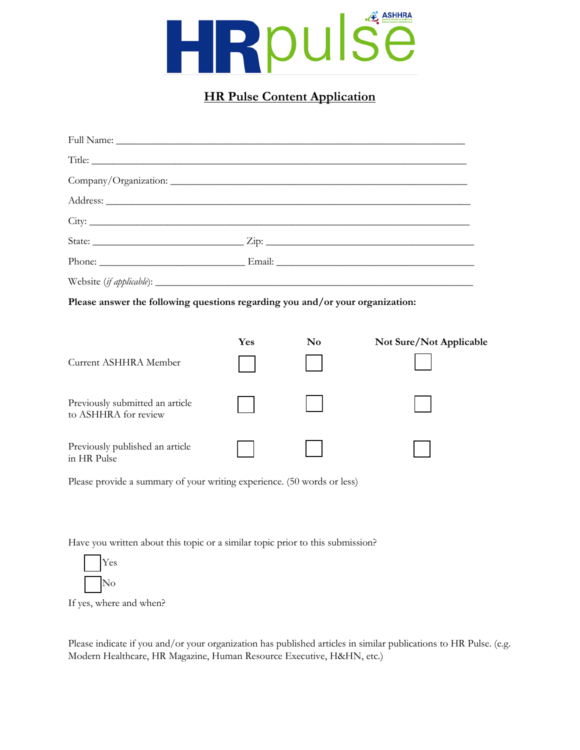# HR Pulse Content Application

Full Name: ____________________________________________________________________

Title: ________________________________________________________________________

Company/Organization: __________________________________________________________

Address: ______________________________________________________________________

City: _________________________________________________________________________

State: ______________________________ Zip: _________________________________________

Phone: _____________________________ Email: _______________________________________

Website (*if applicable*): __________________________________________________________

**Please answer the following questions regarding you and/or your organization:**

| | Yes | No | Not Sure/Not Applicable |
|---|---|---|---|
| Current ASHHRA Member | ☐ | ☐ | ☐ |
| Previously submitted an article to ASHHRA for review | ☐ | ☐ | ☐ |
| Previously published an article in HR Pulse | ☐ | ☐ | ☐ |

Please provide a summary of your writing experience. (50 words or less)

Have you written about this topic or a similar topic prior to this submission?

☐ Yes

☐ No

If yes, where and when?

Please indicate if you and/or your organization has published articles in similar publications to HR Pulse. (e.g. Modern Healthcare, HR Magazine, Human Resource Executive, H&HN, etc.)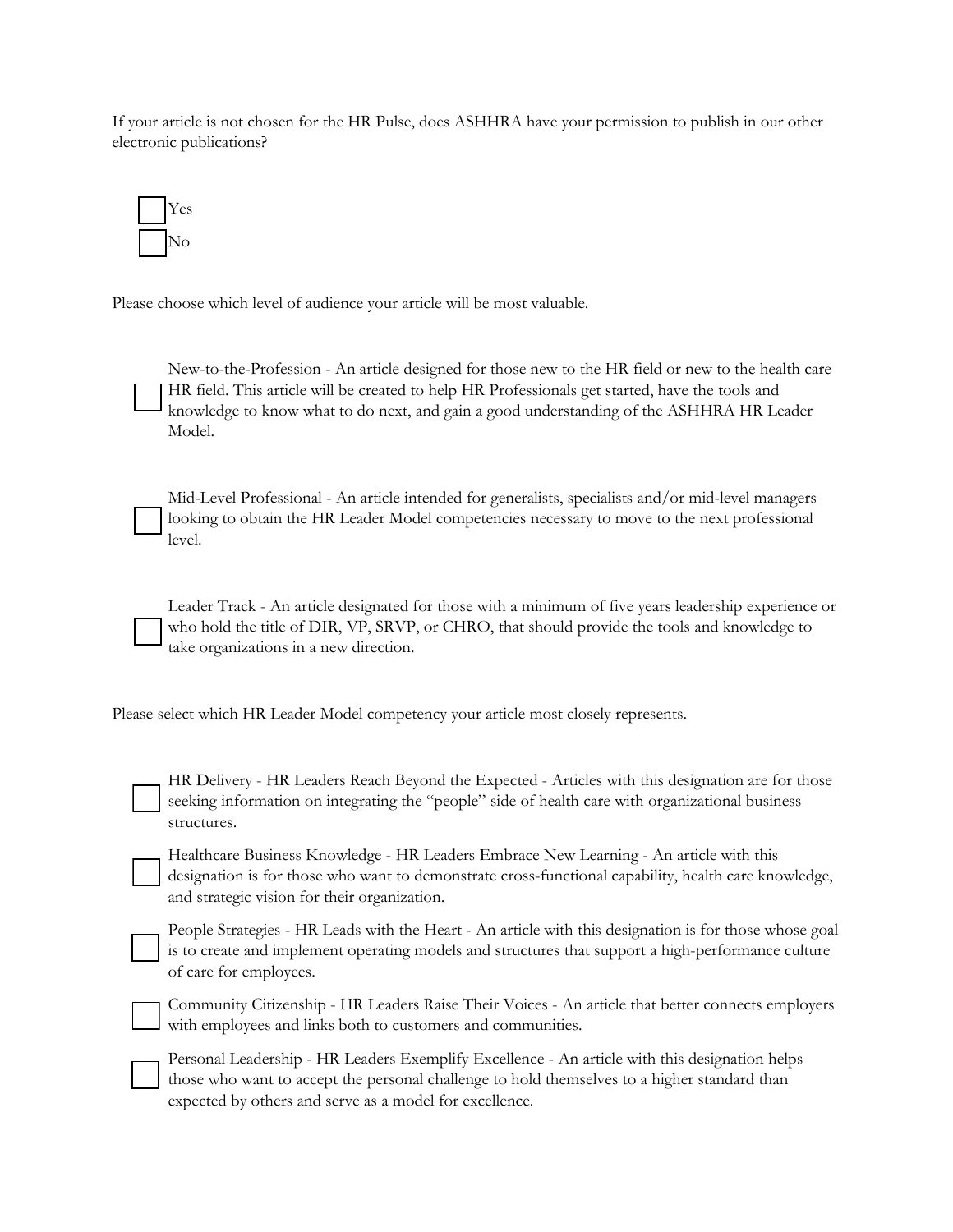If your article is not chosen for the HR Pulse, does ASHHRA have your permission to publish in our other electronic publications?

- [ ] Yes
- [ ] No

Please choose which level of audience your article will be most valuable.

- [ ] New-to-the-Profession - An article designed for those new to the HR field or new to the health care HR field. This article will be created to help HR Professionals get started, have the tools and knowledge to know what to do next, and gain a good understanding of the ASHHRA HR Leader Model.

- [ ] Mid-Level Professional - An article intended for generalists, specialists and/or mid-level managers looking to obtain the HR Leader Model competencies necessary to move to the next professional level.

- [ ] Leader Track - An article designated for those with a minimum of five years leadership experience or who hold the title of DIR, VP, SRVP, or CHRO, that should provide the tools and knowledge to take organizations in a new direction.

Please select which HR Leader Model competency your article most closely represents.

- [ ] HR Delivery - HR Leaders Reach Beyond the Expected - Articles with this designation are for those seeking information on integrating the "people" side of health care with organizational business structures.
- [ ] Healthcare Business Knowledge - HR Leaders Embrace New Learning - An article with this designation is for those who want to demonstrate cross-functional capability, health care knowledge, and strategic vision for their organization.
- [ ] People Strategies - HR Leads with the Heart - An article with this designation is for those whose goal is to create and implement operating models and structures that support a high-performance culture of care for employees.
- [ ] Community Citizenship - HR Leaders Raise Their Voices - An article that better connects employers with employees and links both to customers and communities.
- [ ] Personal Leadership - HR Leaders Exemplify Excellence - An article with this designation helps those who want to accept the personal challenge to hold themselves to a higher standard than expected by others and serve as a model for excellence.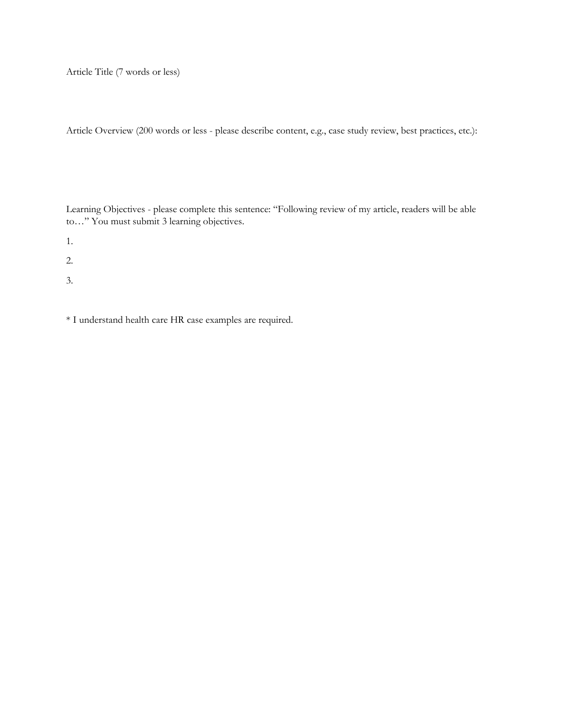Article Title (7 words or less)

Article Overview (200 words or less - please describe content, e.g., case study review, best practices, etc.):

Learning Objectives - please complete this sentence: "Following review of my article, readers will be able to…" You must submit 3 learning objectives.

1.

2.

3.

* I understand health care HR case examples are required.